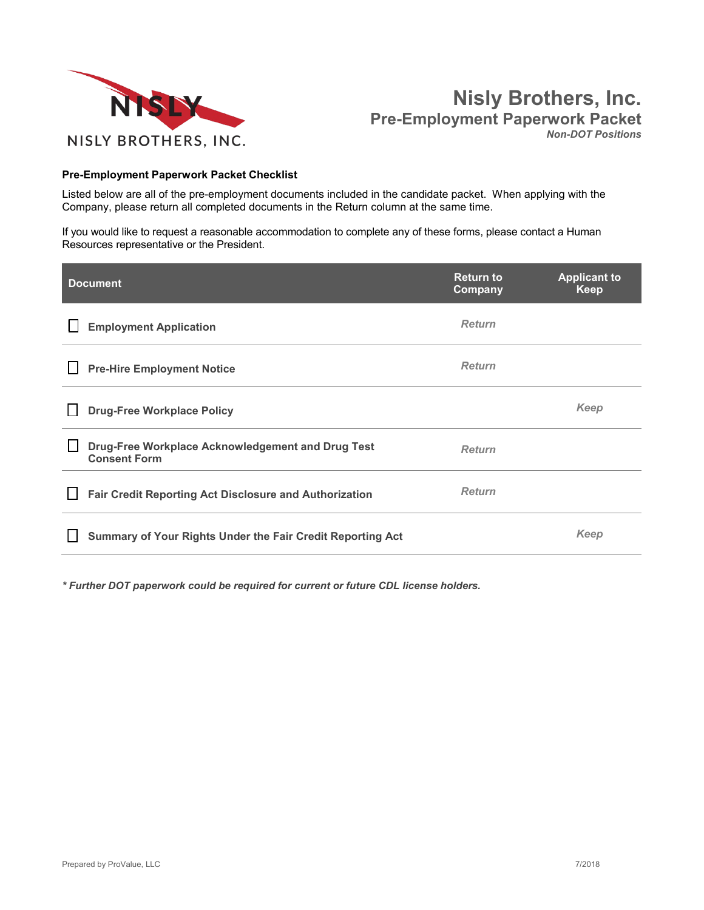NISLY BROTHERS, INC.

# Nisly Brothers, Inc.
## Pre-Employment Paperwork Packet
*Non-DOT Positions*

**Pre-Employment Paperwork Packet Checklist**

Listed below are all of the pre-employment documents included in the candidate packet. When applying with the Company, please return all completed documents in the Return column at the same time.

If you would like to request a reasonable accommodation to complete any of these forms, please contact a Human Resources representative or the President.

| Document | Return to Company | Applicant to Keep |
|---|---|---|
| ☐ **Employment Application** | *Return* | |
| ☐ **Pre-Hire Employment Notice** | *Return* | |
| ☐ **Drug-Free Workplace Policy** | | *Keep* |
| ☐ **Drug-Free Workplace Acknowledgement and Drug Test Consent Form** | *Return* | |
| ☐ **Fair Credit Reporting Act Disclosure and Authorization** | *Return* | |
| ☐ **Summary of Your Rights Under the Fair Credit Reporting Act** | | *Keep* |

***\* Further DOT paperwork could be required for current or future CDL license holders.***

Prepared by ProValue, LLC 7/2018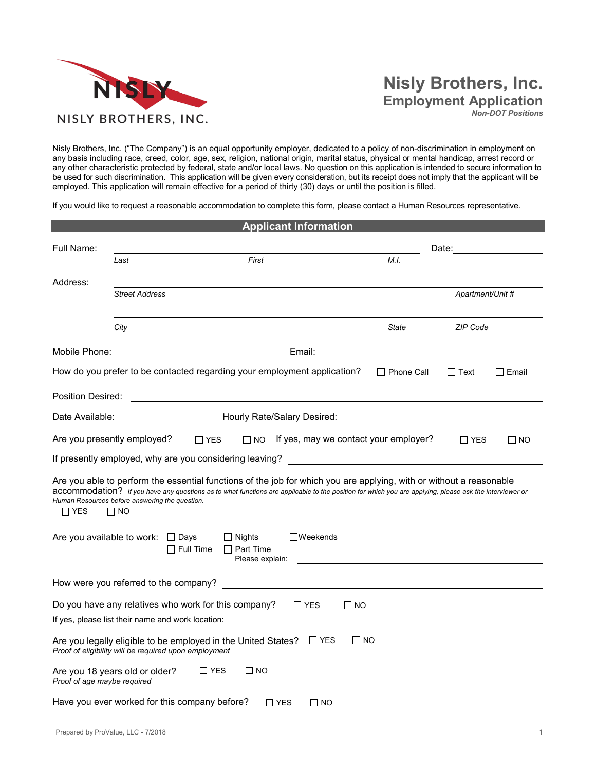NISLY BROTHERS, INC.

# Nisly Brothers, Inc.

## Employment Application

*Non-DOT Positions*

Nisly Brothers, Inc. ("The Company") is an equal opportunity employer, dedicated to a policy of non-discrimination in employment on any basis including race, creed, color, age, sex, religion, national origin, marital status, physical or mental handicap, arrest record or any other characteristic protected by federal, state and/or local laws. No question on this application is intended to secure information to be used for such discrimination. This application will be given every consideration, but its receipt does not imply that the applicant will be employed. This application will remain effective for a period of thirty (30) days or until the position is filled.

If you would like to request a reasonable accommodation to complete this form, please contact a Human Resources representative.

## Applicant Information

Full Name: ______________________________________________ Date: ______________

*Last* *First* *M.I.*

Address: ______________________________________________________________

*Street Address* *Apartment/Unit #*

______________________________________________________________

*City* *State* *ZIP Code*

Mobile Phone: ______________________ Email: ______________________

How do you prefer to be contacted regarding your employment application? ☐ Phone Call ☐ Text ☐ Email

Position Desired: ______________________________________________

Date Available: ______________ Hourly Rate/Salary Desired: ______________

Are you presently employed? ☐ YES ☐ NO If yes, may we contact your employer? ☐ YES ☐ NO

If presently employed, why are you considering leaving? ______________________________

Are you able to perform the essential functions of the job for which you are applying, with or without a reasonable accommodation? *If you have any questions as to what functions are applicable to the position for which you are applying, please ask the interviewer or Human Resources before answering the question.*

☐ YES ☐ NO

Are you available to work: ☐ Days ☐ Nights ☐ Weekends
☐ Full Time ☐ Part Time
Please explain: ______________________________

How were you referred to the company? ______________________________

Do you have any relatives who work for this company? ☐ YES ☐ NO

If yes, please list their name and work location: ______________________________

Are you legally eligible to be employed in the United States? ☐ YES ☐ NO
*Proof of eligibility will be required upon employment*

Are you 18 years old or older? ☐ YES ☐ NO
*Proof of age maybe required*

Have you ever worked for this company before? ☐ YES ☐ NO

Prepared by ProValue, LLC - 7/2018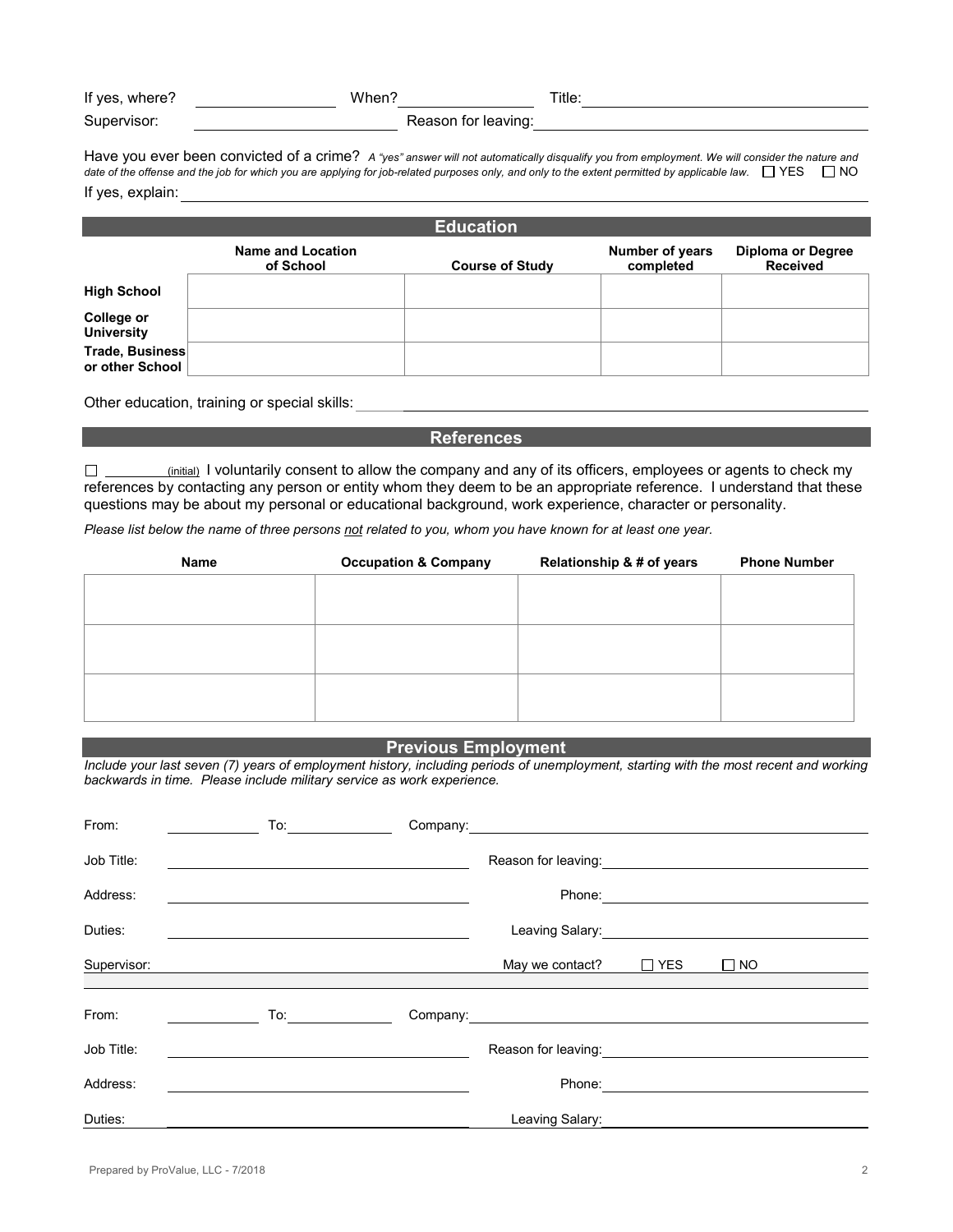If yes, where? ________________ When? ________________ Title: ________________________________

Supervisor: ________________________ Reason for leaving: ________________________________

Have you ever been convicted of a crime? *A "yes" answer will not automatically disqualify you from employment. We will consider the nature and date of the offense and the job for which you are applying for job-related purposes only, and only to the extent permitted by applicable law.* ☐ YES ☐ NO

If yes, explain: ________________________________________________________________

## Education

| | Name and Location of School | Course of Study | Number of years completed | Diploma or Degree Received |
|---|---|---|---|---|
| **High School** | | | | |
| **College or University** | | | | |
| **Trade, Business or other School** | | | | |

Other education, training or special skills: ________________________________________________

## References

☐ ________ (initial) I voluntarily consent to allow the company and any of its officers, employees or agents to check my references by contacting any person or entity whom they deem to be an appropriate reference. I understand that these questions may be about my personal or educational background, work experience, character or personality.

*Please list below the name of three persons not related to you, whom you have known for at least one year.*

| Name | Occupation & Company | Relationship & # of years | Phone Number |
|---|---|---|---|
| | | | |
| | | | |
| | | | |

## Previous Employment

*Include your last seven (7) years of employment history, including periods of unemployment, starting with the most recent and working backwards in time. Please include military service as work experience.*

From: ____________ To: ____________ Company: ________________________________

Job Title: ________________________ Reason for leaving: ________________________

Address: ________________________ Phone: ________________________

Duties: ________________________ Leaving Salary: ________________________

Supervisor: ________________________ May we contact? ☐ YES ☐ NO

From: ____________ To: ____________ Company: ________________________________

Job Title: ________________________ Reason for leaving: ________________________

Address: ________________________ Phone: ________________________

Duties: ________________________ Leaving Salary: ________________________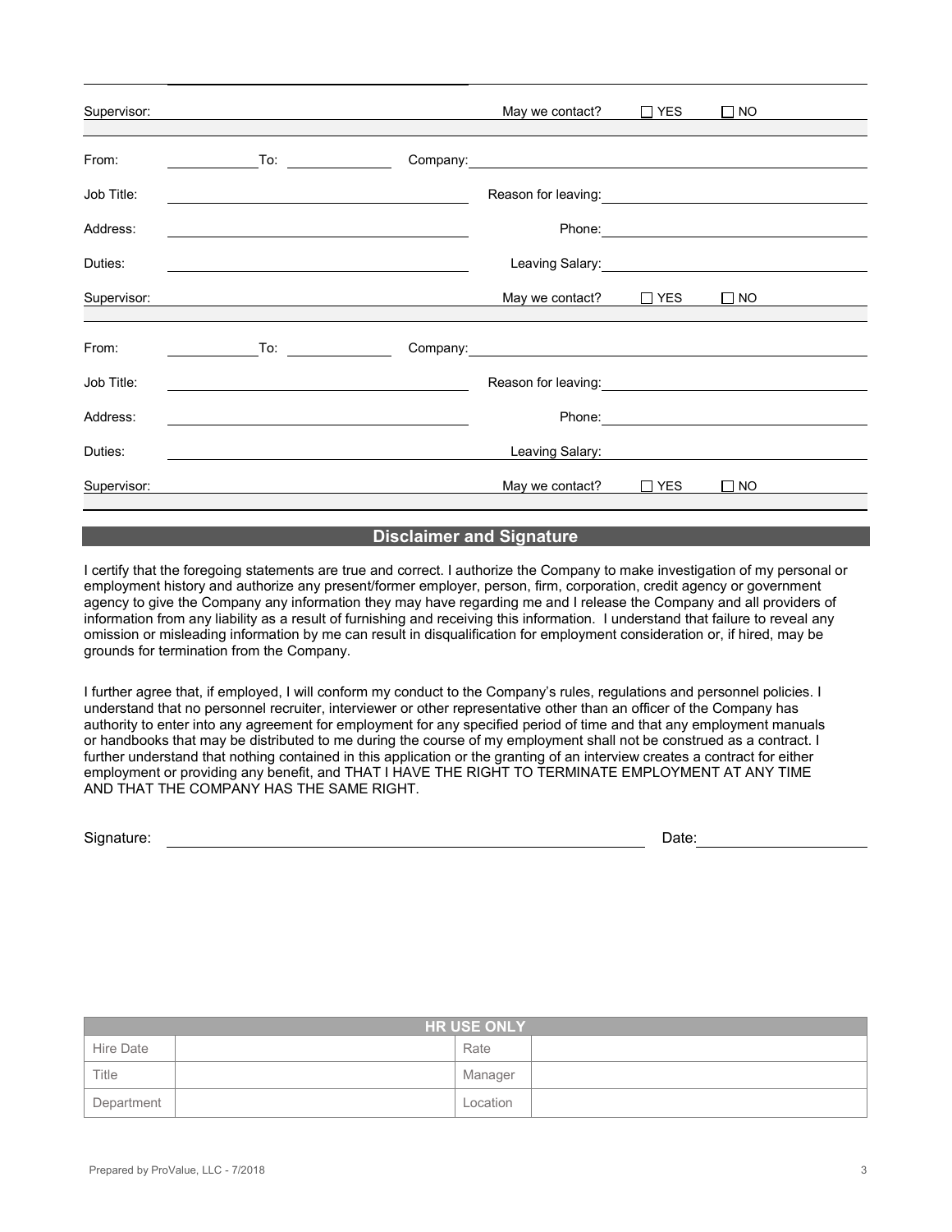Supervisor: ____________________ May we contact? ☐ YES ☐ NO

From: __________ To: __________ Company: ____________________

Job Title: ____________________ Reason for leaving: ____________________

Address: ____________________ Phone: ____________________

Duties: ____________________ Leaving Salary: ____________________

Supervisor: ____________________ May we contact? ☐ YES ☐ NO

From: __________ To: __________ Company: ____________________

Job Title: ____________________ Reason for leaving: ____________________

Address: ____________________ Phone: ____________________

Duties: ____________________ Leaving Salary: ____________________

Supervisor: ____________________ May we contact? ☐ YES ☐ NO

## Disclaimer and Signature

I certify that the foregoing statements are true and correct. I authorize the Company to make investigation of my personal or employment history and authorize any present/former employer, person, firm, corporation, credit agency or government agency to give the Company any information they may have regarding me and I release the Company and all providers of information from any liability as a result of furnishing and receiving this information. I understand that failure to reveal any omission or misleading information by me can result in disqualification for employment consideration or, if hired, may be grounds for termination from the Company.

I further agree that, if employed, I will conform my conduct to the Company's rules, regulations and personnel policies. I understand that no personnel recruiter, interviewer or other representative other than an officer of the Company has authority to enter into any agreement for employment for any specified period of time and that any employment manuals or handbooks that may be distributed to me during the course of my employment shall not be construed as a contract. I further understand that nothing contained in this application or the granting of an interview creates a contract for either employment or providing any benefit, and THAT I HAVE THE RIGHT TO TERMINATE EMPLOYMENT AT ANY TIME AND THAT THE COMPANY HAS THE SAME RIGHT.

Signature: ______________________________ Date: ____________

| HR USE ONLY | | | |
| --- | --- | --- | --- |
| Hire Date | | Rate | |
| Title | | Manager | |
| Department | | Location | |

Prepared by ProValue, LLC - 7/2018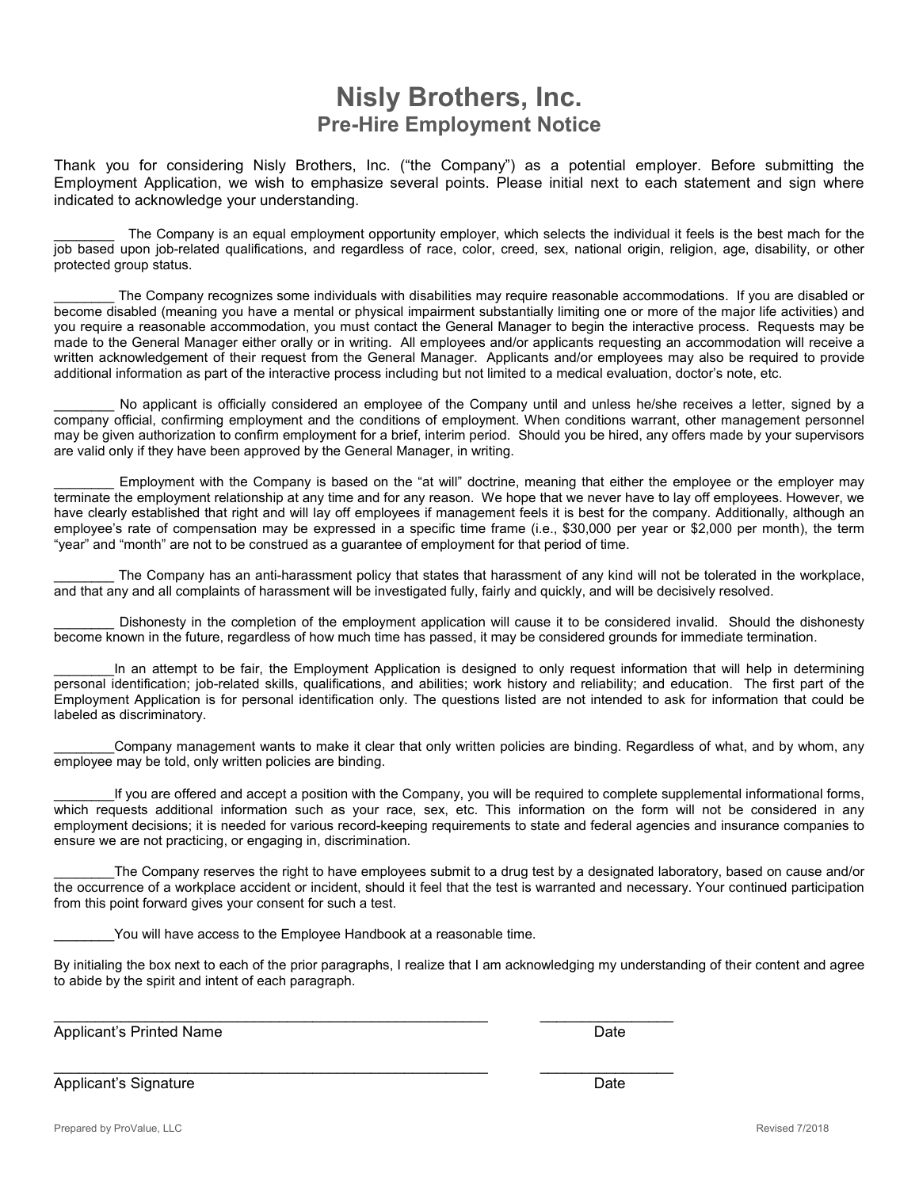# Nisly Brothers, Inc.

## Pre-Hire Employment Notice

Thank you for considering Nisly Brothers, Inc. ("the Company") as a potential employer. Before submitting the Employment Application, we wish to emphasize several points. Please initial next to each statement and sign where indicated to acknowledge your understanding.

________ The Company is an equal employment opportunity employer, which selects the individual it feels is the best mach for the job based upon job-related qualifications, and regardless of race, color, creed, sex, national origin, religion, age, disability, or other protected group status.

________ The Company recognizes some individuals with disabilities may require reasonable accommodations. If you are disabled or become disabled (meaning you have a mental or physical impairment substantially limiting one or more of the major life activities) and you require a reasonable accommodation, you must contact the General Manager to begin the interactive process. Requests may be made to the General Manager either orally or in writing. All employees and/or applicants requesting an accommodation will receive a written acknowledgement of their request from the General Manager. Applicants and/or employees may also be required to provide additional information as part of the interactive process including but not limited to a medical evaluation, doctor's note, etc.

________ No applicant is officially considered an employee of the Company until and unless he/she receives a letter, signed by a company official, confirming employment and the conditions of employment. When conditions warrant, other management personnel may be given authorization to confirm employment for a brief, interim period. Should you be hired, any offers made by your supervisors are valid only if they have been approved by the General Manager, in writing.

________ Employment with the Company is based on the "at will" doctrine, meaning that either the employee or the employer may terminate the employment relationship at any time and for any reason. We hope that we never have to lay off employees. However, we have clearly established that right and will lay off employees if management feels it is best for the company. Additionally, although an employee's rate of compensation may be expressed in a specific time frame (i.e., $30,000 per year or $2,000 per month), the term "year" and "month" are not to be construed as a guarantee of employment for that period of time.

________ The Company has an anti-harassment policy that states that harassment of any kind will not be tolerated in the workplace, and that any and all complaints of harassment will be investigated fully, fairly and quickly, and will be decisively resolved.

________ Dishonesty in the completion of the employment application will cause it to be considered invalid. Should the dishonesty become known in the future, regardless of how much time has passed, it may be considered grounds for immediate termination.

________In an attempt to be fair, the Employment Application is designed to only request information that will help in determining personal identification; job-related skills, qualifications, and abilities; work history and reliability; and education. The first part of the Employment Application is for personal identification only. The questions listed are not intended to ask for information that could be labeled as discriminatory.

________Company management wants to make it clear that only written policies are binding. Regardless of what, and by whom, any employee may be told, only written policies are binding.

________If you are offered and accept a position with the Company, you will be required to complete supplemental informational forms, which requests additional information such as your race, sex, etc. This information on the form will not be considered in any employment decisions; it is needed for various record-keeping requirements to state and federal agencies and insurance companies to ensure we are not practicing, or engaging in, discrimination.

________The Company reserves the right to have employees submit to a drug test by a designated laboratory, based on cause and/or the occurrence of a workplace accident or incident, should it feel that the test is warranted and necessary. Your continued participation from this point forward gives your consent for such a test.

________You will have access to the Employee Handbook at a reasonable time.

By initialing the box next to each of the prior paragraphs, I realize that I am acknowledging my understanding of their content and agree to abide by the spirit and intent of each paragraph.

_______________________________________________________ ________________

Applicant's Printed Name Date

_______________________________________________________ ________________

Applicant's Signature Date

Prepared by ProValue, LLC Revised 7/2018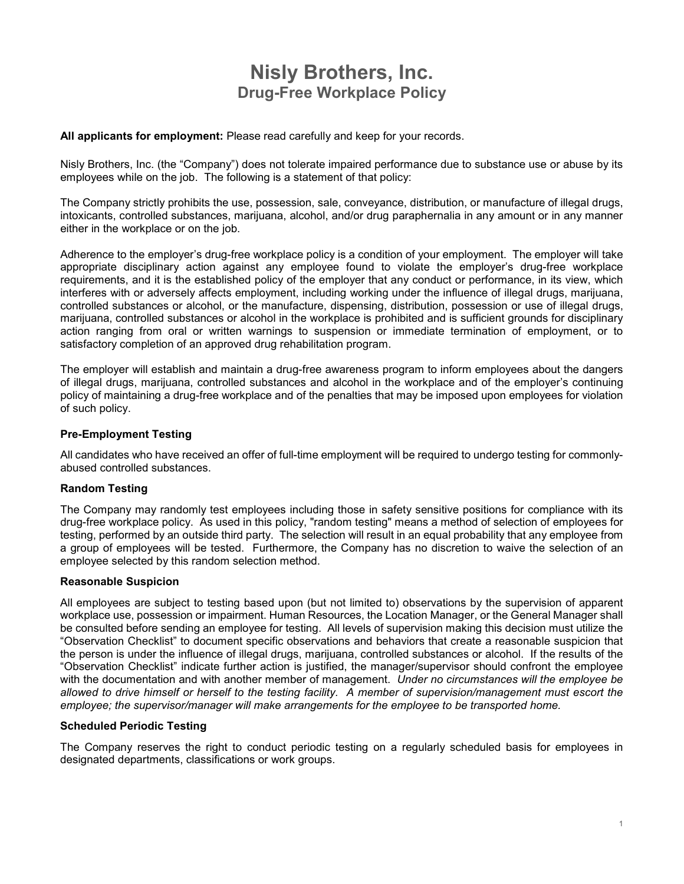# Nisly Brothers, Inc.
## Drug-Free Workplace Policy

**All applicants for employment:** Please read carefully and keep for your records.

Nisly Brothers, Inc. (the "Company") does not tolerate impaired performance due to substance use or abuse by its employees while on the job. The following is a statement of that policy:

The Company strictly prohibits the use, possession, sale, conveyance, distribution, or manufacture of illegal drugs, intoxicants, controlled substances, marijuana, alcohol, and/or drug paraphernalia in any amount or in any manner either in the workplace or on the job.

Adherence to the employer's drug-free workplace policy is a condition of your employment. The employer will take appropriate disciplinary action against any employee found to violate the employer's drug-free workplace requirements, and it is the established policy of the employer that any conduct or performance, in its view, which interferes with or adversely affects employment, including working under the influence of illegal drugs, marijuana, controlled substances or alcohol, or the manufacture, dispensing, distribution, possession or use of illegal drugs, marijuana, controlled substances or alcohol in the workplace is prohibited and is sufficient grounds for disciplinary action ranging from oral or written warnings to suspension or immediate termination of employment, or to satisfactory completion of an approved drug rehabilitation program.

The employer will establish and maintain a drug-free awareness program to inform employees about the dangers of illegal drugs, marijuana, controlled substances and alcohol in the workplace and of the employer's continuing policy of maintaining a drug-free workplace and of the penalties that may be imposed upon employees for violation of such policy.

### Pre-Employment Testing

All candidates who have received an offer of full-time employment will be required to undergo testing for commonly-abused controlled substances.

### Random Testing

The Company may randomly test employees including those in safety sensitive positions for compliance with its drug-free workplace policy. As used in this policy, "random testing" means a method of selection of employees for testing, performed by an outside third party. The selection will result in an equal probability that any employee from a group of employees will be tested. Furthermore, the Company has no discretion to waive the selection of an employee selected by this random selection method.

### Reasonable Suspicion

All employees are subject to testing based upon (but not limited to) observations by the supervision of apparent workplace use, possession or impairment. Human Resources, the Location Manager, or the General Manager shall be consulted before sending an employee for testing. All levels of supervision making this decision must utilize the "Observation Checklist" to document specific observations and behaviors that create a reasonable suspicion that the person is under the influence of illegal drugs, marijuana, controlled substances or alcohol. If the results of the "Observation Checklist" indicate further action is justified, the manager/supervisor should confront the employee with the documentation and with another member of management. *Under no circumstances will the employee be allowed to drive himself or herself to the testing facility. A member of supervision/management must escort the employee; the supervisor/manager will make arrangements for the employee to be transported home.*

### Scheduled Periodic Testing

The Company reserves the right to conduct periodic testing on a regularly scheduled basis for employees in designated departments, classifications or work groups.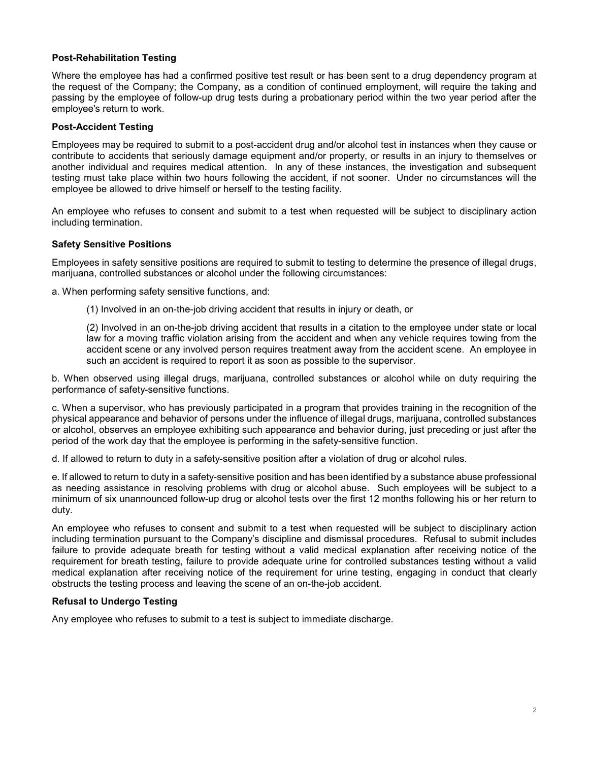**Post-Rehabilitation Testing**

Where the employee has had a confirmed positive test result or has been sent to a drug dependency program at the request of the Company; the Company, as a condition of continued employment, will require the taking and passing by the employee of follow-up drug tests during a probationary period within the two year period after the employee's return to work.

**Post-Accident Testing**

Employees may be required to submit to a post-accident drug and/or alcohol test in instances when they cause or contribute to accidents that seriously damage equipment and/or property, or results in an injury to themselves or another individual and requires medical attention. In any of these instances, the investigation and subsequent testing must take place within two hours following the accident, if not sooner. Under no circumstances will the employee be allowed to drive himself or herself to the testing facility.

An employee who refuses to consent and submit to a test when requested will be subject to disciplinary action including termination.

**Safety Sensitive Positions**

Employees in safety sensitive positions are required to submit to testing to determine the presence of illegal drugs, marijuana, controlled substances or alcohol under the following circumstances:

a. When performing safety sensitive functions, and:

(1) Involved in an on-the-job driving accident that results in injury or death, or

(2) Involved in an on-the-job driving accident that results in a citation to the employee under state or local law for a moving traffic violation arising from the accident and when any vehicle requires towing from the accident scene or any involved person requires treatment away from the accident scene. An employee in such an accident is required to report it as soon as possible to the supervisor.

b. When observed using illegal drugs, marijuana, controlled substances or alcohol while on duty requiring the performance of safety-sensitive functions.

c. When a supervisor, who has previously participated in a program that provides training in the recognition of the physical appearance and behavior of persons under the influence of illegal drugs, marijuana, controlled substances or alcohol, observes an employee exhibiting such appearance and behavior during, just preceding or just after the period of the work day that the employee is performing in the safety-sensitive function.

d. If allowed to return to duty in a safety-sensitive position after a violation of drug or alcohol rules.

e. If allowed to return to duty in a safety-sensitive position and has been identified by a substance abuse professional as needing assistance in resolving problems with drug or alcohol abuse. Such employees will be subject to a minimum of six unannounced follow-up drug or alcohol tests over the first 12 months following his or her return to duty.

An employee who refuses to consent and submit to a test when requested will be subject to disciplinary action including termination pursuant to the Company's discipline and dismissal procedures. Refusal to submit includes failure to provide adequate breath for testing without a valid medical explanation after receiving notice of the requirement for breath testing, failure to provide adequate urine for controlled substances testing without a valid medical explanation after receiving notice of the requirement for urine testing, engaging in conduct that clearly obstructs the testing process and leaving the scene of an on-the-job accident.

**Refusal to Undergo Testing**

Any employee who refuses to submit to a test is subject to immediate discharge.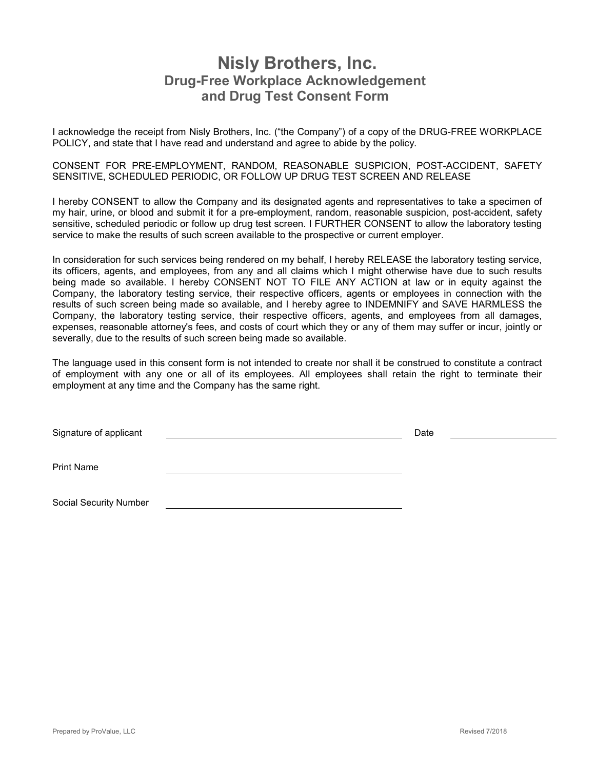# Nisly Brothers, Inc.

## Drug-Free Workplace Acknowledgement and Drug Test Consent Form

I acknowledge the receipt from Nisly Brothers, Inc. ("the Company") of a copy of the DRUG-FREE WORKPLACE POLICY, and state that I have read and understand and agree to abide by the policy.

CONSENT FOR PRE-EMPLOYMENT, RANDOM, REASONABLE SUSPICION, POST-ACCIDENT, SAFETY SENSITIVE, SCHEDULED PERIODIC, OR FOLLOW UP DRUG TEST SCREEN AND RELEASE

I hereby CONSENT to allow the Company and its designated agents and representatives to take a specimen of my hair, urine, or blood and submit it for a pre-employment, random, reasonable suspicion, post-accident, safety sensitive, scheduled periodic or follow up drug test screen. I FURTHER CONSENT to allow the laboratory testing service to make the results of such screen available to the prospective or current employer.

In consideration for such services being rendered on my behalf, I hereby RELEASE the laboratory testing service, its officers, agents, and employees, from any and all claims which I might otherwise have due to such results being made so available. I hereby CONSENT NOT TO FILE ANY ACTION at law or in equity against the Company, the laboratory testing service, their respective officers, agents or employees in connection with the results of such screen being made so available, and I hereby agree to INDEMNIFY and SAVE HARMLESS the Company, the laboratory testing service, their respective officers, agents, and employees from all damages, expenses, reasonable attorney's fees, and costs of court which they or any of them may suffer or incur, jointly or severally, due to the results of such screen being made so available.

The language used in this consent form is not intended to create nor shall it be construed to constitute a contract of employment with any one or all of its employees. All employees shall retain the right to terminate their employment at any time and the Company has the same right.

Signature of applicant \_\_\_\_\_\_\_\_\_\_\_\_\_\_\_\_\_\_\_\_\_\_\_\_\_\_\_\_\_\_ Date \_\_\_\_\_\_\_\_\_\_\_\_\_\_

Print Name \_\_\_\_\_\_\_\_\_\_\_\_\_\_\_\_\_\_\_\_\_\_\_\_\_\_\_\_\_\_

Social Security Number \_\_\_\_\_\_\_\_\_\_\_\_\_\_\_\_\_\_\_\_\_\_\_\_\_\_\_\_\_\_

Prepared by ProValue, LLC

Revised 7/2018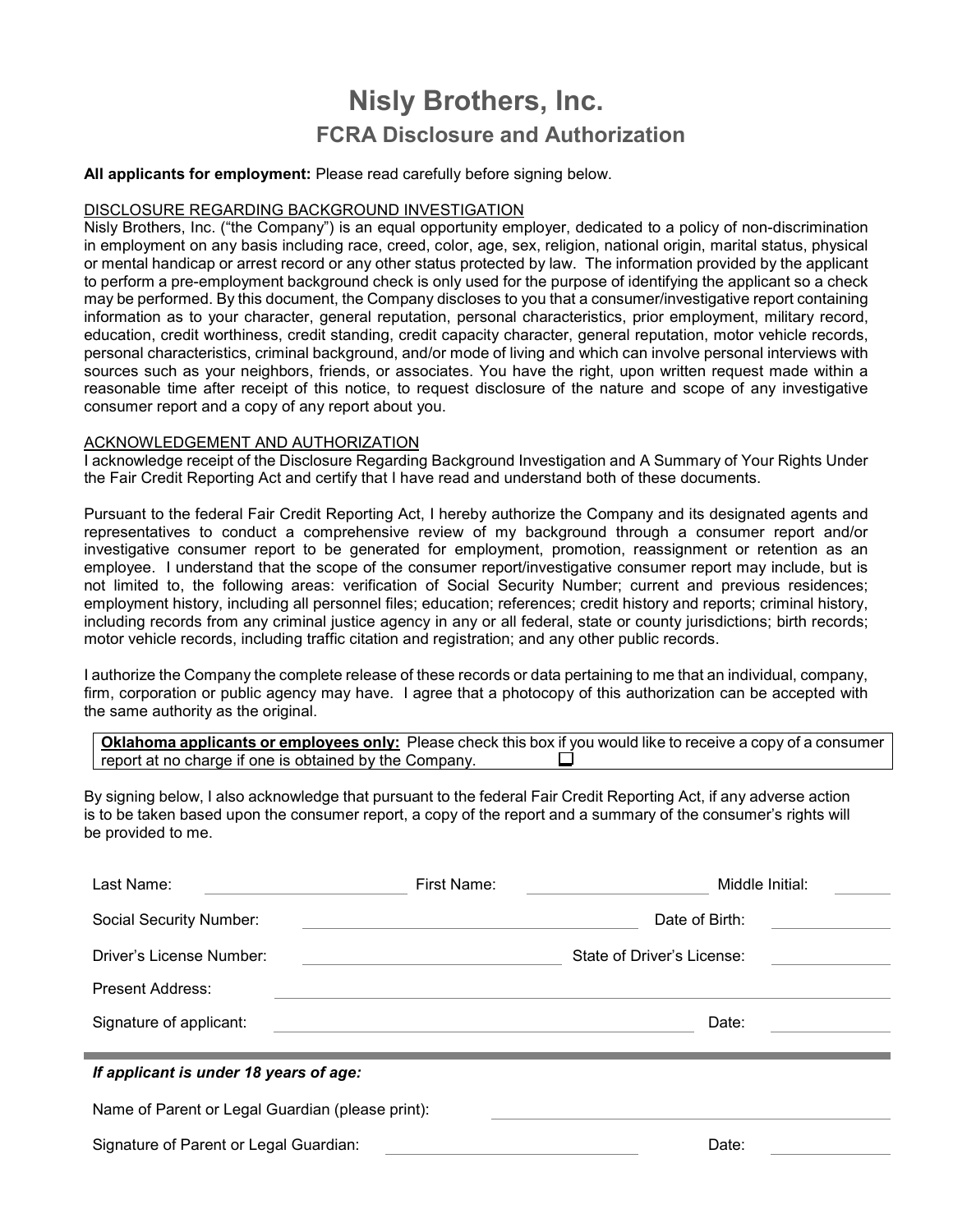# Nisly Brothers, Inc.

## FCRA Disclosure and Authorization

**All applicants for employment:** Please read carefully before signing below.

DISCLOSURE REGARDING BACKGROUND INVESTIGATION

Nisly Brothers, Inc. ("the Company") is an equal opportunity employer, dedicated to a policy of non-discrimination in employment on any basis including race, creed, color, age, sex, religion, national origin, marital status, physical or mental handicap or arrest record or any other status protected by law. The information provided by the applicant to perform a pre-employment background check is only used for the purpose of identifying the applicant so a check may be performed. By this document, the Company discloses to you that a consumer/investigative report containing information as to your character, general reputation, personal characteristics, prior employment, military record, education, credit worthiness, credit standing, credit capacity character, general reputation, motor vehicle records, personal characteristics, criminal background, and/or mode of living and which can involve personal interviews with sources such as your neighbors, friends, or associates. You have the right, upon written request made within a reasonable time after receipt of this notice, to request disclosure of the nature and scope of any investigative consumer report and a copy of any report about you.

ACKNOWLEDGEMENT AND AUTHORIZATION

I acknowledge receipt of the Disclosure Regarding Background Investigation and A Summary of Your Rights Under the Fair Credit Reporting Act and certify that I have read and understand both of these documents.

Pursuant to the federal Fair Credit Reporting Act, I hereby authorize the Company and its designated agents and representatives to conduct a comprehensive review of my background through a consumer report and/or investigative consumer report to be generated for employment, promotion, reassignment or retention as an employee. I understand that the scope of the consumer report/investigative consumer report may include, but is not limited to, the following areas: verification of Social Security Number; current and previous residences; employment history, including all personnel files; education; references; credit history and reports; criminal history, including records from any criminal justice agency in any or all federal, state or county jurisdictions; birth records; motor vehicle records, including traffic citation and registration; and any other public records.

I authorize the Company the complete release of these records or data pertaining to me that an individual, company, firm, corporation or public agency may have. I agree that a photocopy of this authorization can be accepted with the same authority as the original.

**Oklahoma applicants or employees only:** Please check this box if you would like to receive a copy of a consumer report at no charge if one is obtained by the Company. ☐

By signing below, I also acknowledge that pursuant to the federal Fair Credit Reporting Act, if any adverse action is to be taken based upon the consumer report, a copy of the report and a summary of the consumer's rights will be provided to me.

Last Name: ____________________ First Name: ____________________ Middle Initial: ______

Social Security Number: ______________________________ Date of Birth: ____________

Driver's License Number: ________________________ State of Driver's License: ____________

Present Address: ______________________________________________________________

Signature of applicant: ________________________________________ Date: ____________

***If applicant is under 18 years of age:***

Name of Parent or Legal Guardian (please print): ________________________________

Signature of Parent or Legal Guardian: ________________________ Date: ____________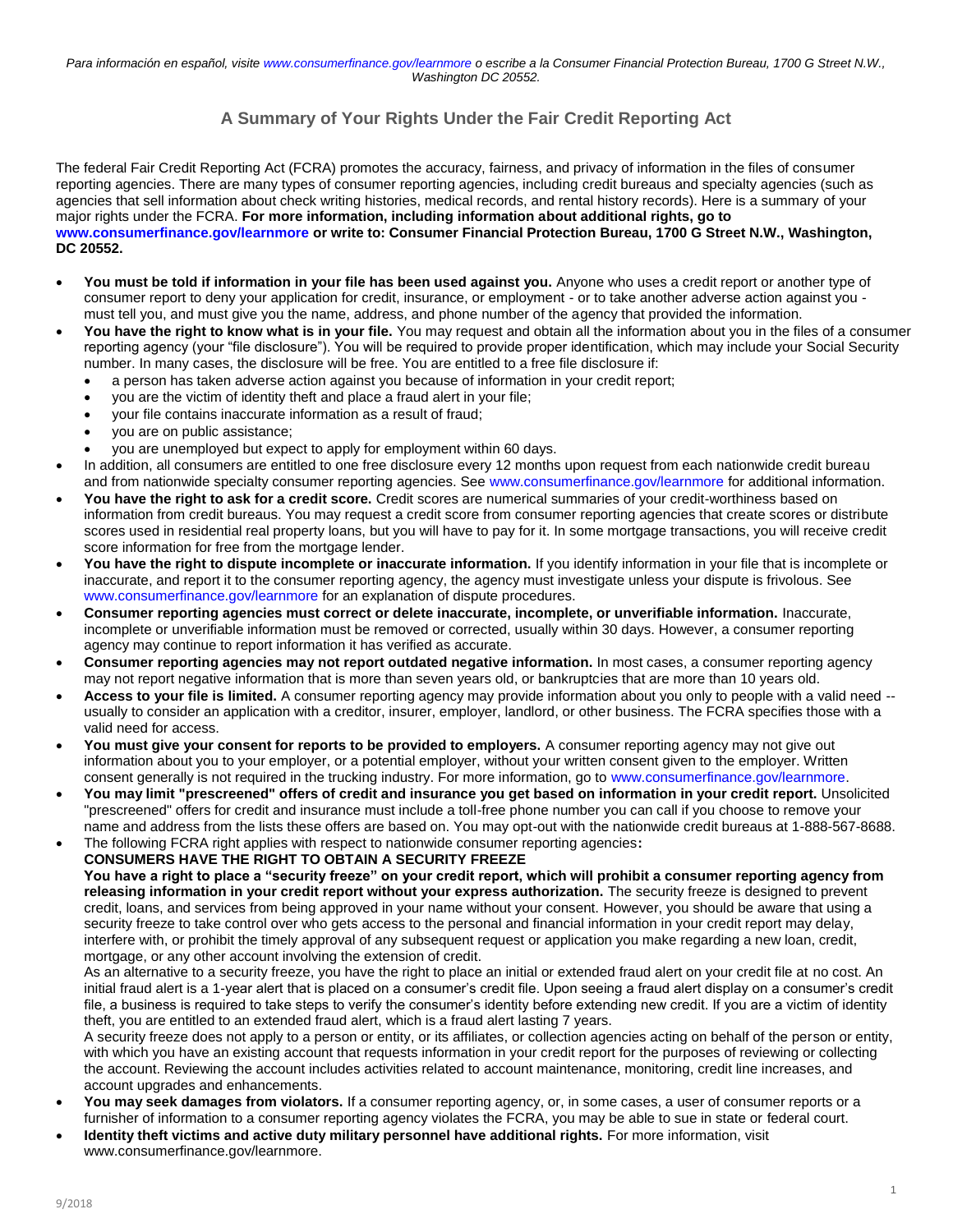*Para información en español, visite www.consumerfinance.gov/learnmore o escribe a la Consumer Financial Protection Bureau, 1700 G Street N.W., Washington DC 20552.*

## A Summary of Your Rights Under the Fair Credit Reporting Act

The federal Fair Credit Reporting Act (FCRA) promotes the accuracy, fairness, and privacy of information in the files of consumer reporting agencies. There are many types of consumer reporting agencies, including credit bureaus and specialty agencies (such as agencies that sell information about check writing histories, medical records, and rental history records). Here is a summary of your major rights under the FCRA. **For more information, including information about additional rights, go to www.consumerfinance.gov/learnmore or write to: Consumer Financial Protection Bureau, 1700 G Street N.W., Washington, DC 20552.**

- **You must be told if information in your file has been used against you.** Anyone who uses a credit report or another type of consumer report to deny your application for credit, insurance, or employment - or to take another adverse action against you - must tell you, and must give you the name, address, and phone number of the agency that provided the information.
- **You have the right to know what is in your file.** You may request and obtain all the information about you in the files of a consumer reporting agency (your "file disclosure"). You will be required to provide proper identification, which may include your Social Security number. In many cases, the disclosure will be free. You are entitled to a free file disclosure if:
  - a person has taken adverse action against you because of information in your credit report;
  - you are the victim of identity theft and place a fraud alert in your file;
  - your file contains inaccurate information as a result of fraud;
  - you are on public assistance;
  - you are unemployed but expect to apply for employment within 60 days.
- In addition, all consumers are entitled to one free disclosure every 12 months upon request from each nationwide credit bureau and from nationwide specialty consumer reporting agencies. See www.consumerfinance.gov/learnmore for additional information.
- **You have the right to ask for a credit score.** Credit scores are numerical summaries of your credit-worthiness based on information from credit bureaus. You may request a credit score from consumer reporting agencies that create scores or distribute scores used in residential real property loans, but you will have to pay for it. In some mortgage transactions, you will receive credit score information for free from the mortgage lender.
- **You have the right to dispute incomplete or inaccurate information.** If you identify information in your file that is incomplete or inaccurate, and report it to the consumer reporting agency, the agency must investigate unless your dispute is frivolous. See www.consumerfinance.gov/learnmore for an explanation of dispute procedures.
- **Consumer reporting agencies must correct or delete inaccurate, incomplete, or unverifiable information.** Inaccurate, incomplete or unverifiable information must be removed or corrected, usually within 30 days. However, a consumer reporting agency may continue to report information it has verified as accurate.
- **Consumer reporting agencies may not report outdated negative information.** In most cases, a consumer reporting agency may not report negative information that is more than seven years old, or bankruptcies that are more than 10 years old.
- **Access to your file is limited.** A consumer reporting agency may provide information about you only to people with a valid need -- usually to consider an application with a creditor, insurer, employer, landlord, or other business. The FCRA specifies those with a valid need for access.
- **You must give your consent for reports to be provided to employers.** A consumer reporting agency may not give out information about you to your employer, or a potential employer, without your written consent given to the employer. Written consent generally is not required in the trucking industry. For more information, go to www.consumerfinance.gov/learnmore.
- **You may limit "prescreened" offers of credit and insurance you get based on information in your credit report.** Unsolicited "prescreened" offers for credit and insurance must include a toll-free phone number you can call if you choose to remove your name and address from the lists these offers are based on. You may opt-out with the nationwide credit bureaus at 1-888-567-8688.
- The following FCRA right applies with respect to nationwide consumer reporting agencies**:**

  **CONSUMERS HAVE THE RIGHT TO OBTAIN A SECURITY FREEZE**

  **You have a right to place a "security freeze" on your credit report, which will prohibit a consumer reporting agency from releasing information in your credit report without your express authorization.** The security freeze is designed to prevent credit, loans, and services from being approved in your name without your consent. However, you should be aware that using a security freeze to take control over who gets access to the personal and financial information in your credit report may delay, interfere with, or prohibit the timely approval of any subsequent request or application you make regarding a new loan, credit, mortgage, or any other account involving the extension of credit.

  As an alternative to a security freeze, you have the right to place an initial or extended fraud alert on your credit file at no cost. An initial fraud alert is a 1-year alert that is placed on a consumer's credit file. Upon seeing a fraud alert display on a consumer's credit file, a business is required to take steps to verify the consumer's identity before extending new credit. If you are a victim of identity theft, you are entitled to an extended fraud alert, which is a fraud alert lasting 7 years.

  A security freeze does not apply to a person or entity, or its affiliates, or collection agencies acting on behalf of the person or entity, with which you have an existing account that requests information in your credit report for the purposes of reviewing or collecting the account. Reviewing the account includes activities related to account maintenance, monitoring, credit line increases, and account upgrades and enhancements.
- **You may seek damages from violators.** If a consumer reporting agency, or, in some cases, a user of consumer reports or a furnisher of information to a consumer reporting agency violates the FCRA, you may be able to sue in state or federal court.
- **Identity theft victims and active duty military personnel have additional rights.** For more information, visit www.consumerfinance.gov/learnmore.

9/2018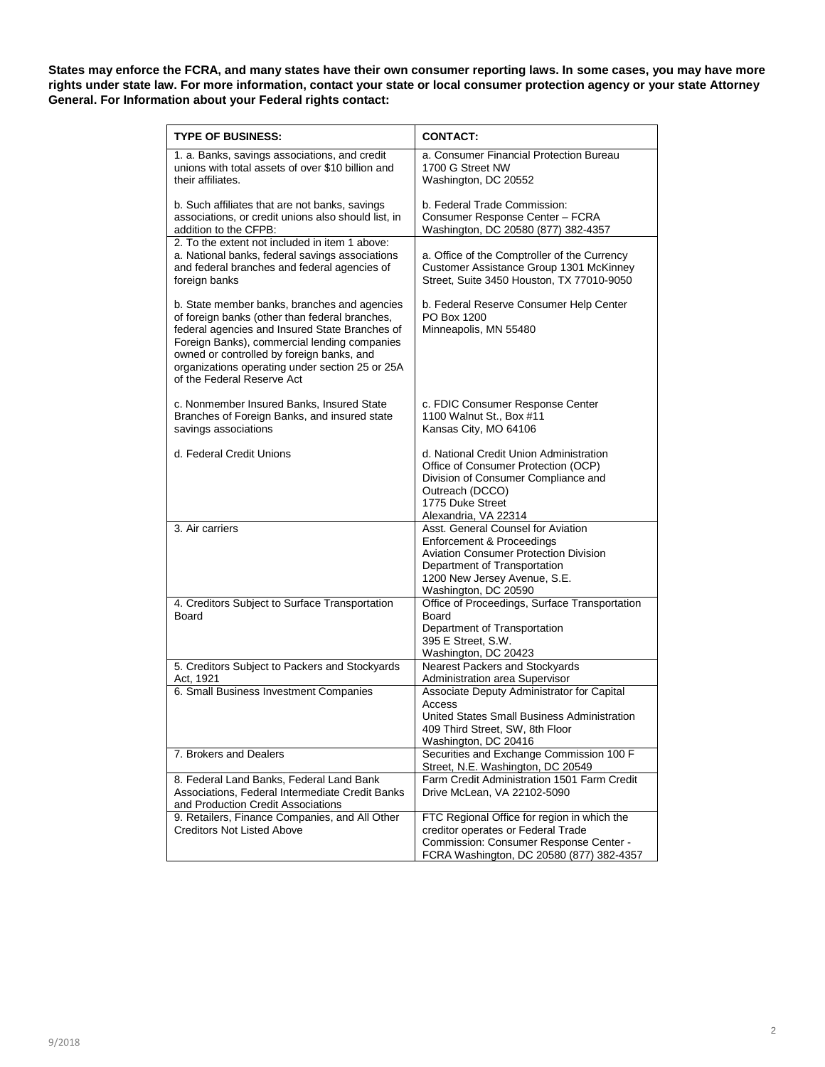**States may enforce the FCRA, and many states have their own consumer reporting laws. In some cases, you may have more rights under state law. For more information, contact your state or local consumer protection agency or your state Attorney General. For Information about your Federal rights contact:**

| TYPE OF BUSINESS: | CONTACT: |
|---|---|
| 1. a. Banks, savings associations, and credit unions with total assets of over $10 billion and their affiliates.<br><br>b. Such affiliates that are not banks, savings associations, or credit unions also should list, in addition to the CFPB: | a. Consumer Financial Protection Bureau<br>1700 G Street NW<br>Washington, DC 20552<br><br>b. Federal Trade Commission:<br>Consumer Response Center – FCRA<br>Washington, DC 20580 (877) 382-4357 |
| 2. To the extent not included in item 1 above:<br>a. National banks, federal savings associations and federal branches and federal agencies of foreign banks<br><br>b. State member banks, branches and agencies of foreign banks (other than federal branches, federal agencies and Insured State Branches of Foreign Banks), commercial lending companies owned or controlled by foreign banks, and organizations operating under section 25 or 25A of the Federal Reserve Act<br><br>c. Nonmember Insured Banks, Insured State Branches of Foreign Banks, and insured state savings associations<br><br>d. Federal Credit Unions | a. Office of the Comptroller of the Currency<br>Customer Assistance Group 1301 McKinney Street, Suite 3450 Houston, TX 77010-9050<br><br>b. Federal Reserve Consumer Help Center<br>PO Box 1200<br>Minneapolis, MN 55480<br><br>c. FDIC Consumer Response Center<br>1100 Walnut St., Box #11<br>Kansas City, MO 64106<br><br>d. National Credit Union Administration<br>Office of Consumer Protection (OCP)<br>Division of Consumer Compliance and Outreach (DCCO)<br>1775 Duke Street<br>Alexandria, VA 22314 |
| 3. Air carriers | Asst. General Counsel for Aviation Enforcement & Proceedings<br>Aviation Consumer Protection Division<br>Department of Transportation<br>1200 New Jersey Avenue, S.E.<br>Washington, DC 20590 |
| 4. Creditors Subject to Surface Transportation Board | Office of Proceedings, Surface Transportation Board<br>Department of Transportation<br>395 E Street, S.W.<br>Washington, DC 20423 |
| 5. Creditors Subject to Packers and Stockyards Act, 1921 | Nearest Packers and Stockyards Administration area Supervisor |
| 6. Small Business Investment Companies | Associate Deputy Administrator for Capital Access<br>United States Small Business Administration<br>409 Third Street, SW, 8th Floor<br>Washington, DC 20416 |
| 7. Brokers and Dealers | Securities and Exchange Commission 100 F Street, N.E. Washington, DC 20549 |
| 8. Federal Land Banks, Federal Land Bank Associations, Federal Intermediate Credit Banks and Production Credit Associations | Farm Credit Administration 1501 Farm Credit Drive McLean, VA 22102-5090 |
| 9. Retailers, Finance Companies, and All Other Creditors Not Listed Above | FTC Regional Office for region in which the creditor operates or Federal Trade Commission: Consumer Response Center - FCRA Washington, DC 20580 (877) 382-4357 |

9/2018